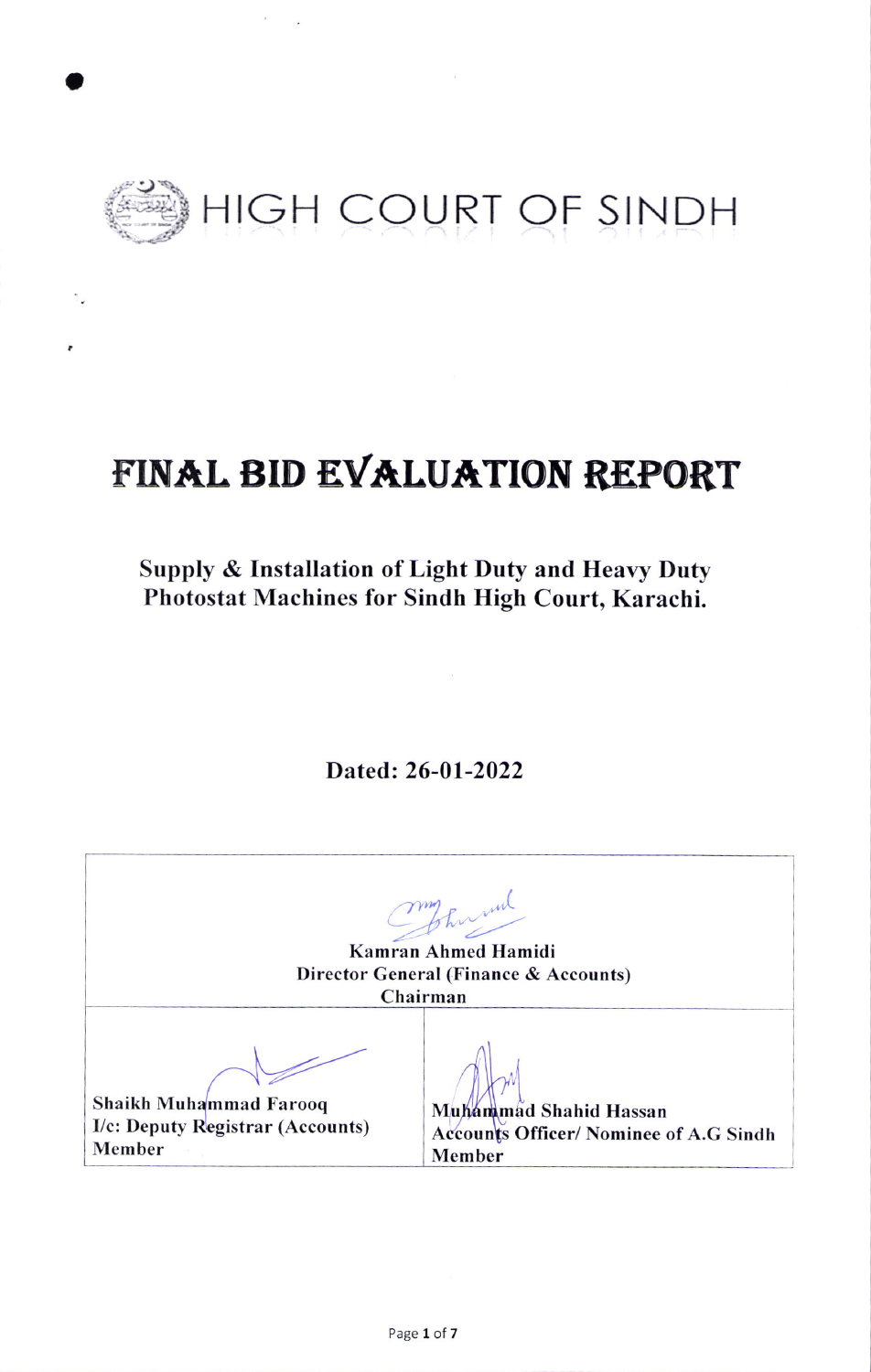# HIGH COURT OF SINDH

# FINAL BID EVALUATION REPORT

## Supply & Installation of Light Duty and Heavy Duty Photostat Machines for Sindh High Court, Karachi.

**Dated: 26-01-2022**

| Kamran Ahmed Hamidi<br>Director General (Finance & Accounts)<br>Chairman | |
|---|---|
| Shaikh Muhammad Farooq<br>I/c: Deputy Registrar (Accounts)<br>Member | Muhammad Shahid Hassan<br>Accounts Officer/ Nominee of A.G Sindh<br>Member |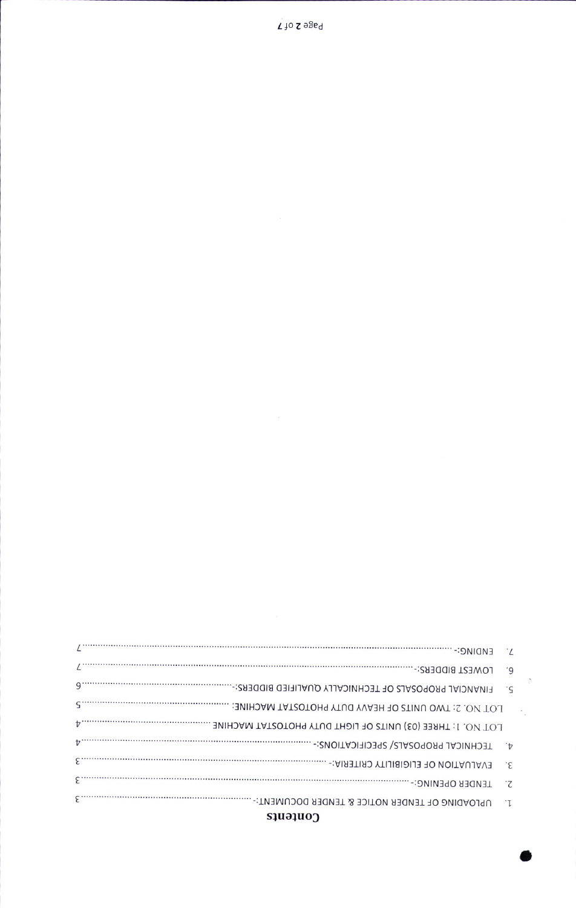# Contents

1. UPLOADING OF TENDER NOTICE & TENDER DOCUMENT:- ........................................ 3
2. TENDER OPENING:- ........................................................................................ 3
3. EVALUATION OF ELIGIBILITY CRITERIA:- ............................................................ 3
4. TECHNICAL PROPOSALS/ SPECIFICATIONS:- ......................................................... 4

   LOT NO. 1: THREE (03) UNITS OF LIGHT DUTY PHOTOSTAT MACHINE ............................ 4

   LOT NO. 2: TWO UNITS OF HEAVY DUTY PHOTOSTAT MACHINE: ..................................... 5
5. FINANCIAL PROPOSALS OF TECHNICALLY QUALIFIED BIDDERS:- ................................... 6
6. LOWEST BIDDERS:- ......................................................................................... 7
7. ENDING:- ...................................................................................................... 7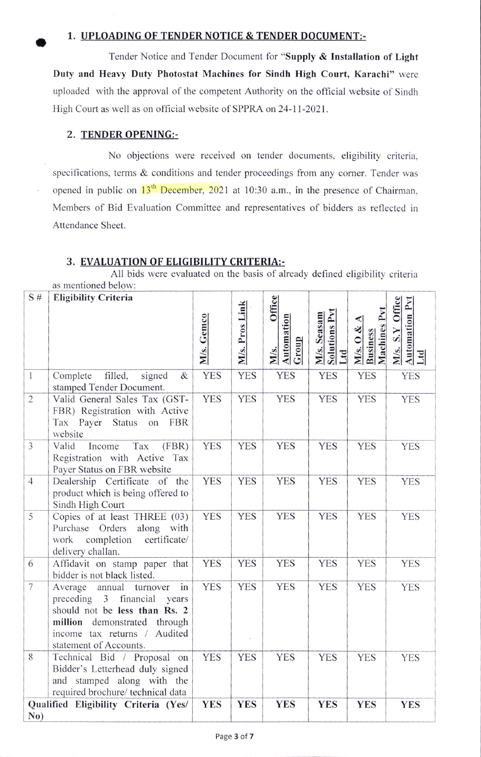## 1. UPLOADING OF TENDER NOTICE & TENDER DOCUMENT:-

Tender Notice and Tender Document for "**Supply & Installation of Light Duty and Heavy Duty Photostat Machines for Sindh High Court, Karachi**" were uploaded with the approval of the competent Authority on the official website of Sindh High Court as well as on official website of SPPRA on 24-11-2021.

## 2. TENDER OPENING:-

No objections were received on tender documents, eligibility criteria, specifications, terms & conditions and tender proceedings from any corner. Tender was opened in public on 13th December, 2021 at 10:30 a.m., in the presence of Chairman, Members of Bid Evaluation Committee and representatives of bidders as reflected in Attendance Sheet.

## 3. EVALUATION OF ELIGIBILITY CRITERIA:-

All bids were evaluated on the basis of already defined eligibility criteria as mentioned below:

| S # | Eligibility Criteria | M/s. Gemco | M/s. Pros Link | M/s. Office Automation Group | M/s. Seasam Solutions Pvt Ltd | M/s. O & A Business Machines Pvt | M/s. S.Y Office Automation Pvt Ltd |
|---|---|---|---|---|---|---|---|
| 1 | Complete filled, signed & stamped Tender Document. | YES | YES | YES | YES | YES | YES |
| 2 | Valid General Sales Tax (GST-FBR) Registration with Active Tax Payer Status on FBR website | YES | YES | YES | YES | YES | YES |
| 3 | Valid Income Tax (FBR) Registration with Active Tax Payer Status on FBR website | YES | YES | YES | YES | YES | YES |
| 4 | Dealership Certificate of the product which is being offered to Sindh High Court | YES | YES | YES | YES | YES | YES |
| 5 | Copies of at least THREE (03) Purchase Orders along with work completion certificate/ delivery challan. | YES | YES | YES | YES | YES | YES |
| 6 | Affidavit on stamp paper that bidder is not black listed. | YES | YES | YES | YES | YES | YES |
| 7 | Average annual turnover in preceding 3 financial years should not be **less than Rs. 2 million** demonstrated through income tax returns / Audited statement of Accounts. | YES | YES | YES | YES | YES | YES |
| 8 | Technical Bid / Proposal on Bidder's Letterhead duly signed and stamped along with the required brochure/ technical data | YES | YES | YES | YES | YES | YES |
| **Qualified Eligibility Criteria (Yes/ No)** | | **YES** | **YES** | **YES** | **YES** | **YES** | **YES** |